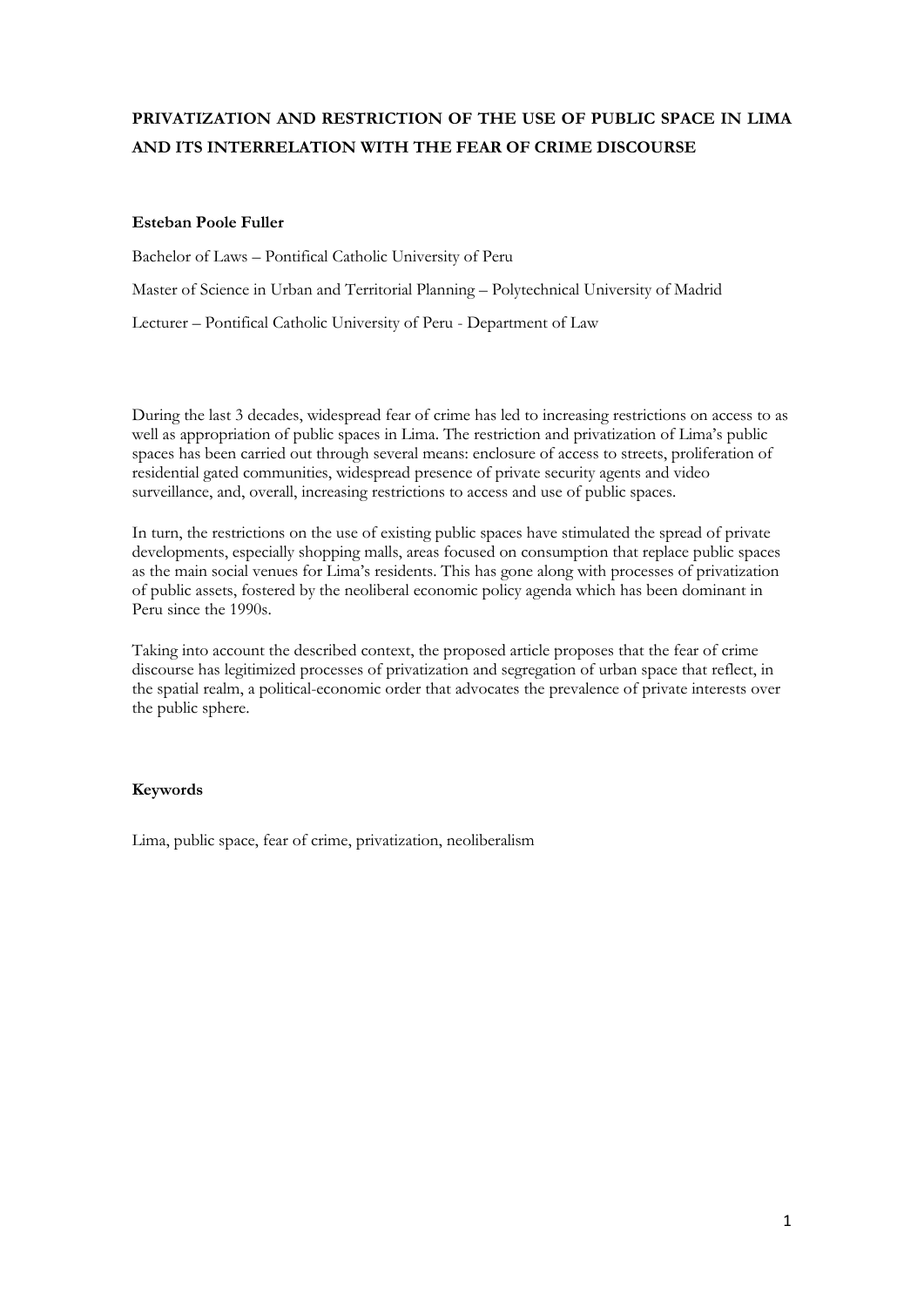# PRIVATIZATION AND RESTRICTION OF THE USE OF PUBLIC SPACE IN LIMA AND ITS INTERRELATION WITH THE FEAR OF CRIME DISCOURSE

**Esteban Poole Fuller**

Bachelor of Laws – Pontifical Catholic University of Peru

Master of Science in Urban and Territorial Planning – Polytechnical University of Madrid

Lecturer – Pontifical Catholic University of Peru - Department of Law

During the last 3 decades, widespread fear of crime has led to increasing restrictions on access to as well as appropriation of public spaces in Lima. The restriction and privatization of Lima's public spaces has been carried out through several means: enclosure of access to streets, proliferation of residential gated communities, widespread presence of private security agents and video surveillance, and, overall, increasing restrictions to access and use of public spaces.

In turn, the restrictions on the use of existing public spaces have stimulated the spread of private developments, especially shopping malls, areas focused on consumption that replace public spaces as the main social venues for Lima's residents. This has gone along with processes of privatization of public assets, fostered by the neoliberal economic policy agenda which has been dominant in Peru since the 1990s.

Taking into account the described context, the proposed article proposes that the fear of crime discourse has legitimized processes of privatization and segregation of urban space that reflect, in the spatial realm, a political-economic order that advocates the prevalence of private interests over the public sphere.

**Keywords**

Lima, public space, fear of crime, privatization, neoliberalism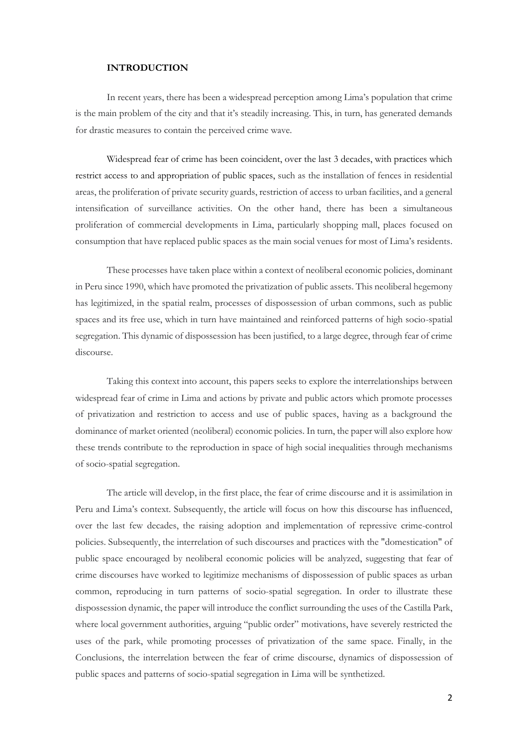## INTRODUCTION

In recent years, there has been a widespread perception among Lima's population that crime is the main problem of the city and that it's steadily increasing. This, in turn, has generated demands for drastic measures to contain the perceived crime wave.

Widespread fear of crime has been coincident, over the last 3 decades, with practices which restrict access to and appropriation of public spaces, such as the installation of fences in residential areas, the proliferation of private security guards, restriction of access to urban facilities, and a general intensification of surveillance activities. On the other hand, there has been a simultaneous proliferation of commercial developments in Lima, particularly shopping mall, places focused on consumption that have replaced public spaces as the main social venues for most of Lima's residents.

These processes have taken place within a context of neoliberal economic policies, dominant in Peru since 1990, which have promoted the privatization of public assets. This neoliberal hegemony has legitimized, in the spatial realm, processes of dispossession of urban commons, such as public spaces and its free use, which in turn have maintained and reinforced patterns of high socio-spatial segregation. This dynamic of dispossession has been justified, to a large degree, through fear of crime discourse.

Taking this context into account, this papers seeks to explore the interrelationships between widespread fear of crime in Lima and actions by private and public actors which promote processes of privatization and restriction to access and use of public spaces, having as a background the dominance of market oriented (neoliberal) economic policies. In turn, the paper will also explore how these trends contribute to the reproduction in space of high social inequalities through mechanisms of socio-spatial segregation.

The article will develop, in the first place, the fear of crime discourse and it is assimilation in Peru and Lima's context. Subsequently, the article will focus on how this discourse has influenced, over the last few decades, the raising adoption and implementation of repressive crime-control policies. Subsequently, the interrelation of such discourses and practices with the "domestication" of public space encouraged by neoliberal economic policies will be analyzed, suggesting that fear of crime discourses have worked to legitimize mechanisms of dispossession of public spaces as urban common, reproducing in turn patterns of socio-spatial segregation. In order to illustrate these dispossession dynamic, the paper will introduce the conflict surrounding the uses of the Castilla Park, where local government authorities, arguing "public order" motivations, have severely restricted the uses of the park, while promoting processes of privatization of the same space. Finally, in the Conclusions, the interrelation between the fear of crime discourse, dynamics of dispossession of public spaces and patterns of socio-spatial segregation in Lima will be synthetized.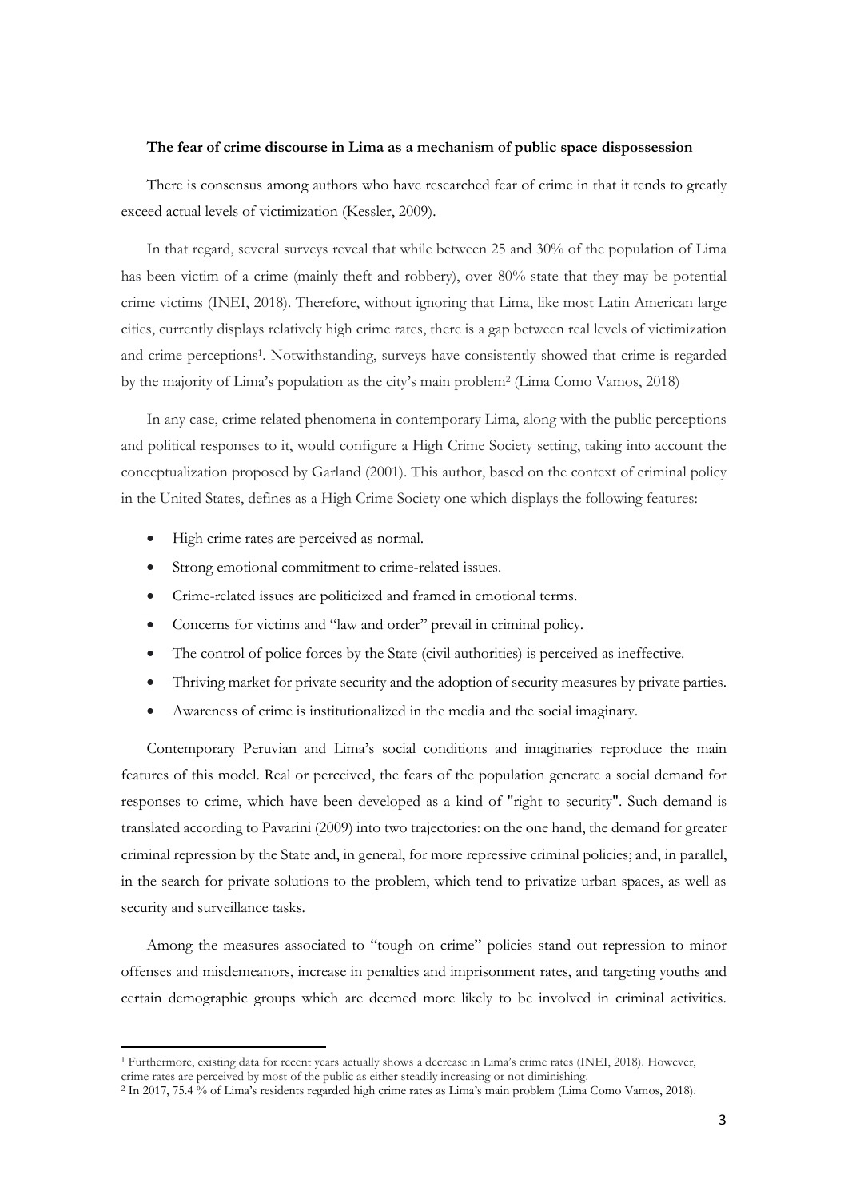**The fear of crime discourse in Lima as a mechanism of public space dispossession**

There is consensus among authors who have researched fear of crime in that it tends to greatly exceed actual levels of victimization (Kessler, 2009).

In that regard, several surveys reveal that while between 25 and 30% of the population of Lima has been victim of a crime (mainly theft and robbery), over 80% state that they may be potential crime victims (INEI, 2018). Therefore, without ignoring that Lima, like most Latin American large cities, currently displays relatively high crime rates, there is a gap between real levels of victimization and crime perceptions[1]. Notwithstanding, surveys have consistently showed that crime is regarded by the majority of Lima's population as the city's main problem[2] (Lima Como Vamos, 2018)

In any case, crime related phenomena in contemporary Lima, along with the public perceptions and political responses to it, would configure a High Crime Society setting, taking into account the conceptualization proposed by Garland (2001). This author, based on the context of criminal policy in the United States, defines as a High Crime Society one which displays the following features:

- High crime rates are perceived as normal.
- Strong emotional commitment to crime-related issues.
- Crime-related issues are politicized and framed in emotional terms.
- Concerns for victims and "law and order" prevail in criminal policy.
- The control of police forces by the State (civil authorities) is perceived as ineffective.
- Thriving market for private security and the adoption of security measures by private parties.
- Awareness of crime is institutionalized in the media and the social imaginary.

Contemporary Peruvian and Lima's social conditions and imaginaries reproduce the main features of this model. Real or perceived, the fears of the population generate a social demand for responses to crime, which have been developed as a kind of "right to security". Such demand is translated according to Pavarini (2009) into two trajectories: on the one hand, the demand for greater criminal repression by the State and, in general, for more repressive criminal policies; and, in parallel, in the search for private solutions to the problem, which tend to privatize urban spaces, as well as security and surveillance tasks.

Among the measures associated to "tough on crime" policies stand out repression to minor offenses and misdemeanors, increase in penalties and imprisonment rates, and targeting youths and certain demographic groups which are deemed more likely to be involved in criminal activities.

[1] Furthermore, existing data for recent years actually shows a decrease in Lima's crime rates (INEI, 2018). However, crime rates are perceived by most of the public as either steadily increasing or not diminishing.

[2] In 2017, 75.4 % of Lima's residents regarded high crime rates as Lima's main problem (Lima Como Vamos, 2018).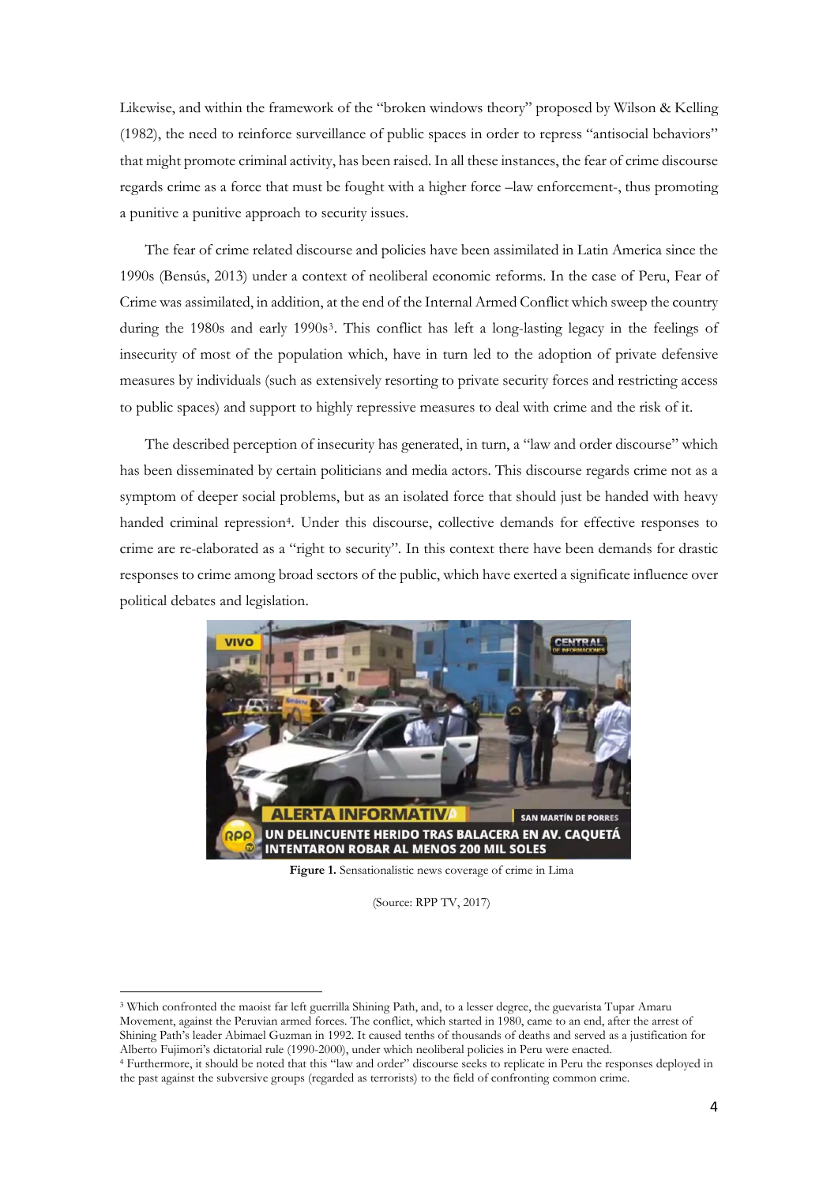Likewise, and within the framework of the "broken windows theory" proposed by Wilson & Kelling (1982), the need to reinforce surveillance of public spaces in order to repress "antisocial behaviors" that might promote criminal activity, has been raised. In all these instances, the fear of crime discourse regards crime as a force that must be fought with a higher force –law enforcement-, thus promoting a punitive a punitive approach to security issues.

The fear of crime related discourse and policies have been assimilated in Latin America since the 1990s (Bensús, 2013) under a context of neoliberal economic reforms. In the case of Peru, Fear of Crime was assimilated, in addition, at the end of the Internal Armed Conflict which sweep the country during the 1980s and early 1990s[3]. This conflict has left a long-lasting legacy in the feelings of insecurity of most of the population which, have in turn led to the adoption of private defensive measures by individuals (such as extensively resorting to private security forces and restricting access to public spaces) and support to highly repressive measures to deal with crime and the risk of it.

The described perception of insecurity has generated, in turn, a "law and order discourse" which has been disseminated by certain politicians and media actors. This discourse regards crime not as a symptom of deeper social problems, but as an isolated force that should just be handed with heavy handed criminal repression[4]. Under this discourse, collective demands for effective responses to crime are re-elaborated as a "right to security". In this context there have been demands for drastic responses to crime among broad sectors of the public, which have exerted a significate influence over political debates and legislation.

**Figure 1.** Sensationalistic news coverage of crime in Lima

(Source: RPP TV, 2017)

---

[3] Which confronted the maoist far left guerrilla Shining Path, and, to a lesser degree, the guevarista Tupar Amaru Movement, against the Peruvian armed forces. The conflict, which started in 1980, came to an end, after the arrest of Shining Path's leader Abimael Guzman in 1992. It caused tenths of thousands of deaths and served as a justification for Alberto Fujimori's dictatorial rule (1990-2000), under which neoliberal policies in Peru were enacted.

[4] Furthermore, it should be noted that this "law and order" discourse seeks to replicate in Peru the responses deployed in the past against the subversive groups (regarded as terrorists) to the field of confronting common crime.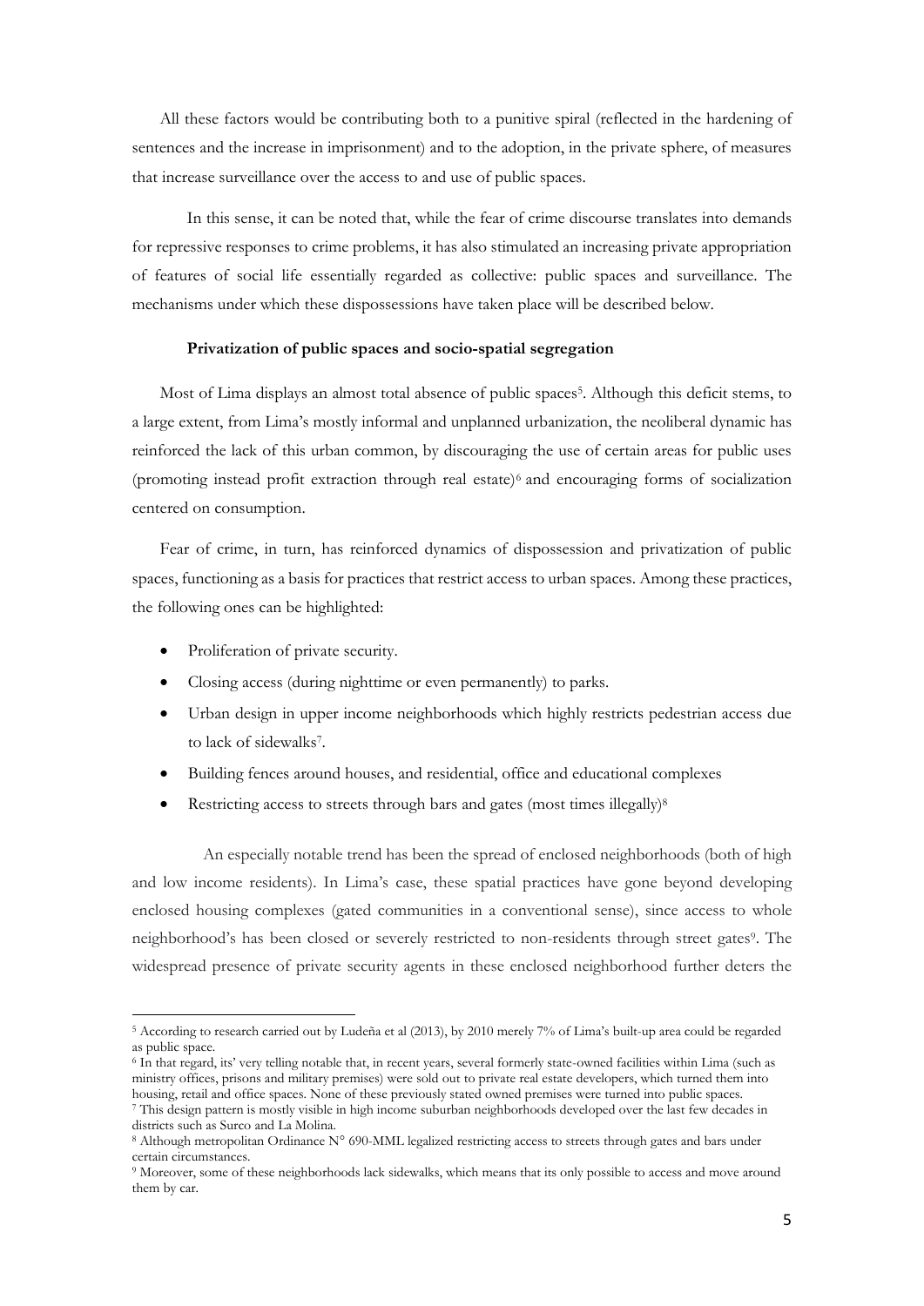All these factors would be contributing both to a punitive spiral (reflected in the hardening of sentences and the increase in imprisonment) and to the adoption, in the private sphere, of measures that increase surveillance over the access to and use of public spaces.

In this sense, it can be noted that, while the fear of crime discourse translates into demands for repressive responses to crime problems, it has also stimulated an increasing private appropriation of features of social life essentially regarded as collective: public spaces and surveillance. The mechanisms under which these dispossessions have taken place will be described below.

**Privatization of public spaces and socio-spatial segregation**

Most of Lima displays an almost total absence of public spaces[5]. Although this deficit stems, to a large extent, from Lima's mostly informal and unplanned urbanization, the neoliberal dynamic has reinforced the lack of this urban common, by discouraging the use of certain areas for public uses (promoting instead profit extraction through real estate)[6] and encouraging forms of socialization centered on consumption.

Fear of crime, in turn, has reinforced dynamics of dispossession and privatization of public spaces, functioning as a basis for practices that restrict access to urban spaces. Among these practices, the following ones can be highlighted:

- Proliferation of private security.
- Closing access (during nighttime or even permanently) to parks.
- Urban design in upper income neighborhoods which highly restricts pedestrian access due to lack of sidewalks[7].
- Building fences around houses, and residential, office and educational complexes
- Restricting access to streets through bars and gates (most times illegally)[8]

An especially notable trend has been the spread of enclosed neighborhoods (both of high and low income residents). In Lima's case, these spatial practices have gone beyond developing enclosed housing complexes (gated communities in a conventional sense), since access to whole neighborhood's has been closed or severely restricted to non-residents through street gates[9]. The widespread presence of private security agents in these enclosed neighborhood further deters the

---

[5] According to research carried out by Ludeña et al (2013), by 2010 merely 7% of Lima's built-up area could be regarded as public space.

[6] In that regard, its' very telling notable that, in recent years, several formerly state-owned facilities within Lima (such as ministry offices, prisons and military premises) were sold out to private real estate developers, which turned them into housing, retail and office spaces. None of these previously stated owned premises were turned into public spaces.

[7] This design pattern is mostly visible in high income suburban neighborhoods developed over the last few decades in districts such as Surco and La Molina.

[8] Although metropolitan Ordinance N° 690-MML legalized restricting access to streets through gates and bars under certain circumstances.

[9] Moreover, some of these neighborhoods lack sidewalks, which means that its only possible to access and move around them by car.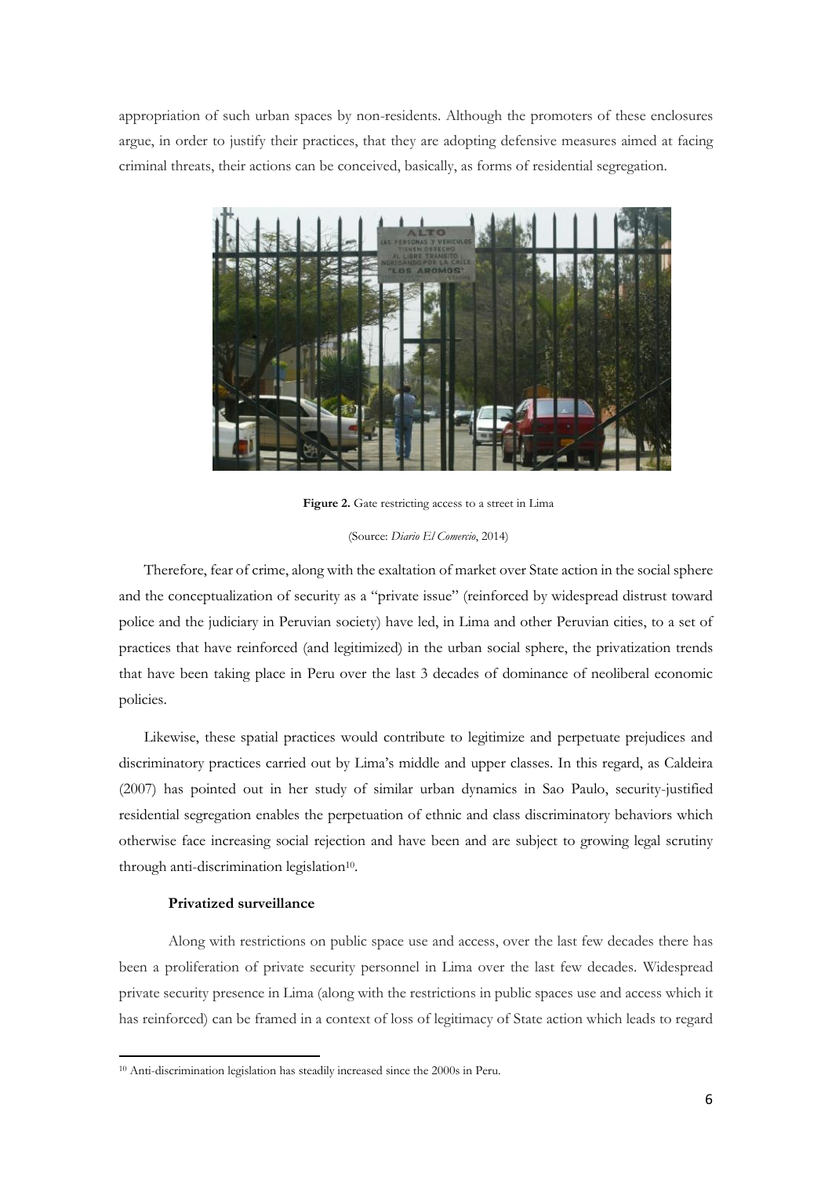appropriation of such urban spaces by non-residents. Although the promoters of these enclosures argue, in order to justify their practices, that they are adopting defensive measures aimed at facing criminal threats, their actions can be conceived, basically, as forms of residential segregation.

**Figure 2.** Gate restricting access to a street in Lima

(Source: *Diario El Comercio*, 2014)

Therefore, fear of crime, along with the exaltation of market over State action in the social sphere and the conceptualization of security as a "private issue" (reinforced by widespread distrust toward police and the judiciary in Peruvian society) have led, in Lima and other Peruvian cities, to a set of practices that have reinforced (and legitimized) in the urban social sphere, the privatization trends that have been taking place in Peru over the last 3 decades of dominance of neoliberal economic policies.

Likewise, these spatial practices would contribute to legitimize and perpetuate prejudices and discriminatory practices carried out by Lima's middle and upper classes. In this regard, as Caldeira (2007) has pointed out in her study of similar urban dynamics in Sao Paulo, security-justified residential segregation enables the perpetuation of ethnic and class discriminatory behaviors which otherwise face increasing social rejection and have been and are subject to growing legal scrutiny through anti-discrimination legislation[10].

### Privatized surveillance

Along with restrictions on public space use and access, over the last few decades there has been a proliferation of private security personnel in Lima over the last few decades. Widespread private security presence in Lima (along with the restrictions in public spaces use and access which it has reinforced) can be framed in a context of loss of legitimacy of State action which leads to regard

[10] Anti-discrimination legislation has steadily increased since the 2000s in Peru.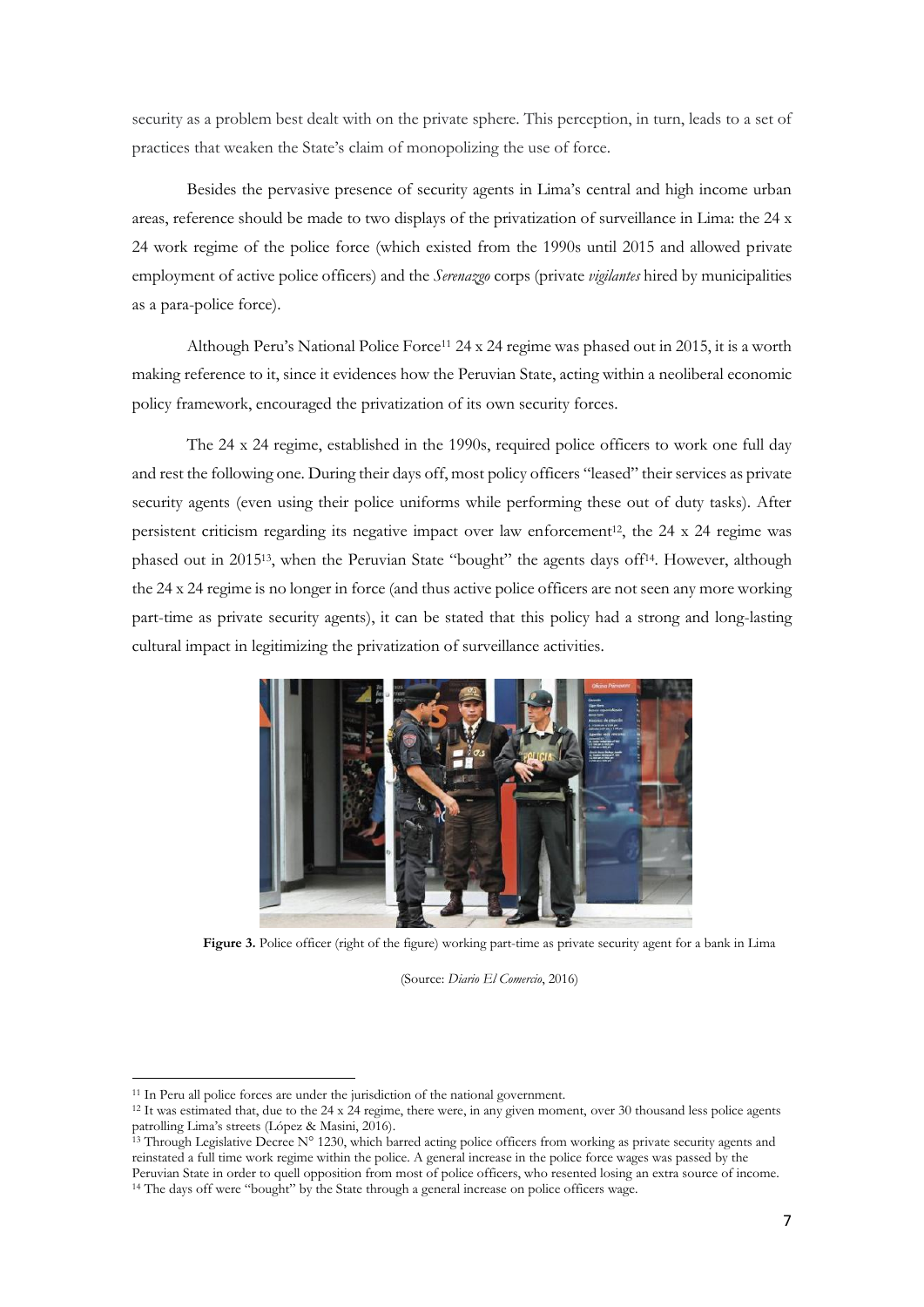security as a problem best dealt with on the private sphere. This perception, in turn, leads to a set of practices that weaken the State's claim of monopolizing the use of force.

Besides the pervasive presence of security agents in Lima's central and high income urban areas, reference should be made to two displays of the privatization of surveillance in Lima: the 24 x 24 work regime of the police force (which existed from the 1990s until 2015 and allowed private employment of active police officers) and the *Serenazgo* corps (private *vigilantes* hired by municipalities as a para-police force).

Although Peru's National Police Force[11] 24 x 24 regime was phased out in 2015, it is a worth making reference to it, since it evidences how the Peruvian State, acting within a neoliberal economic policy framework, encouraged the privatization of its own security forces.

The 24 x 24 regime, established in the 1990s, required police officers to work one full day and rest the following one. During their days off, most policy officers "leased" their services as private security agents (even using their police uniforms while performing these out of duty tasks). After persistent criticism regarding its negative impact over law enforcement[12], the 24 x 24 regime was phased out in 2015[13], when the Peruvian State "bought" the agents days off[14]. However, although the 24 x 24 regime is no longer in force (and thus active police officers are not seen any more working part-time as private security agents), it can be stated that this policy had a strong and long-lasting cultural impact in legitimizing the privatization of surveillance activities.

**Figure 3.** Police officer (right of the figure) working part-time as private security agent for a bank in Lima

(Source: *Diario El Comercio*, 2016)

---

[11] In Peru all police forces are under the jurisdiction of the national government.

[12] It was estimated that, due to the 24 x 24 regime, there were, in any given moment, over 30 thousand less police agents patrolling Lima's streets (López & Masini, 2016).

[13] Through Legislative Decree N° 1230, which barred acting police officers from working as private security agents and reinstated a full time work regime within the police. A general increase in the police force wages was passed by the Peruvian State in order to quell opposition from most of police officers, who resented losing an extra source of income.

[14] The days off were "bought" by the State through a general increase on police officers wage.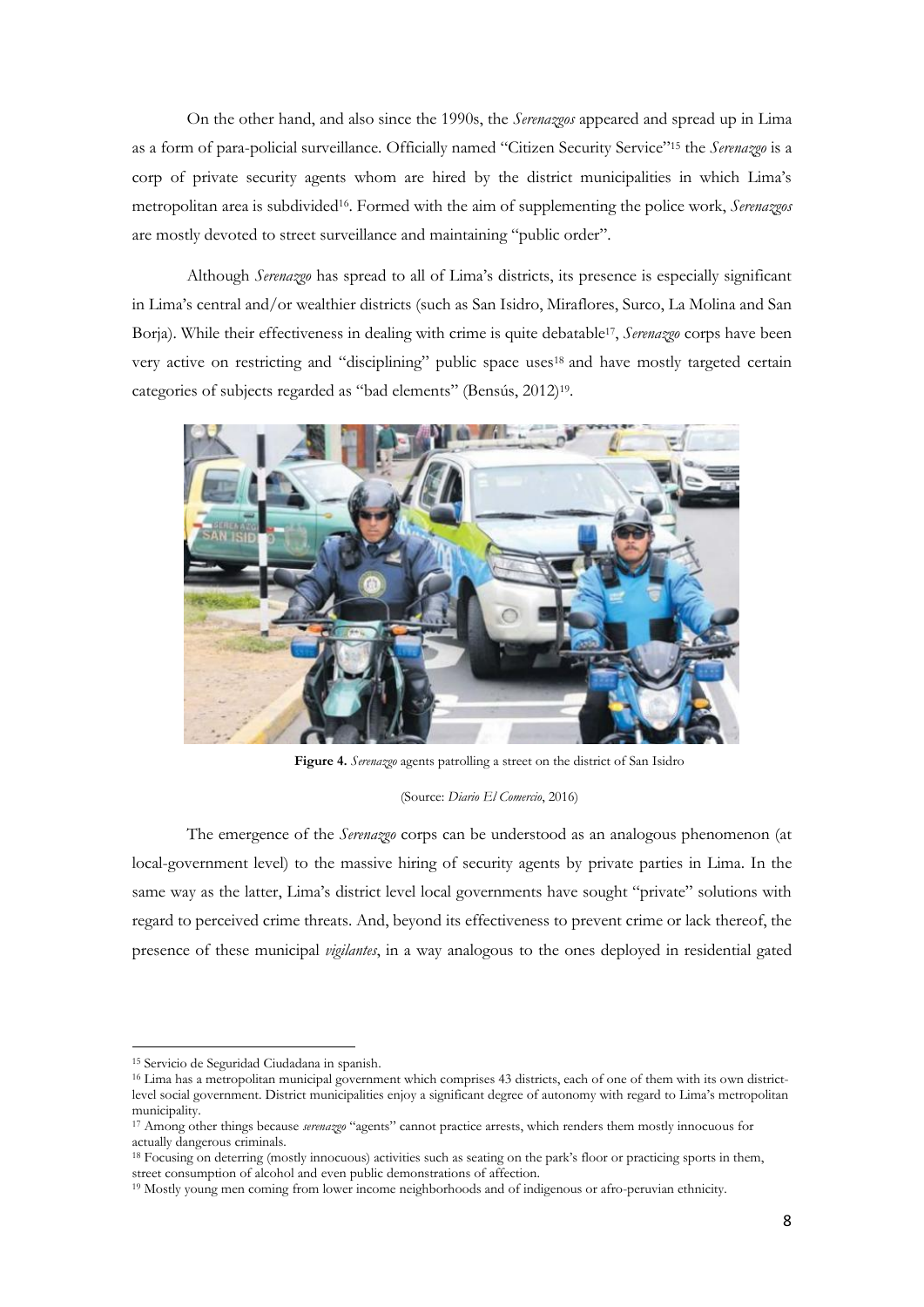On the other hand, and also since the 1990s, the *Serenazgos* appeared and spread up in Lima as a form of para-policial surveillance. Officially named "Citizen Security Service"[15] the *Serenazgo* is a corp of private security agents whom are hired by the district municipalities in which Lima's metropolitan area is subdivided[16]. Formed with the aim of supplementing the police work, *Serenazgos* are mostly devoted to street surveillance and maintaining "public order".

Although *Serenazgo* has spread to all of Lima's districts, its presence is especially significant in Lima's central and/or wealthier districts (such as San Isidro, Miraflores, Surco, La Molina and San Borja). While their effectiveness in dealing with crime is quite debatable[17], *Serenazgo* corps have been very active on restricting and "disciplining" public space uses[18] and have mostly targeted certain categories of subjects regarded as "bad elements" (Bensús, 2012)[19].

**Figure 4.** *Serenazgo* agents patrolling a street on the district of San Isidro

(Source: *Diario El Comercio*, 2016)

The emergence of the *Serenazgo* corps can be understood as an analogous phenomenon (at local-government level) to the massive hiring of security agents by private parties in Lima. In the same way as the latter, Lima's district level local governments have sought "private" solutions with regard to perceived crime threats. And, beyond its effectiveness to prevent crime or lack thereof, the presence of these municipal *vigilantes*, in a way analogous to the ones deployed in residential gated

[15] Servicio de Seguridad Ciudadana in spanish.

[16] Lima has a metropolitan municipal government which comprises 43 districts, each of one of them with its own district-level social government. District municipalities enjoy a significant degree of autonomy with regard to Lima's metropolitan municipality.

[17] Among other things because *serenazgo* "agents" cannot practice arrests, which renders them mostly innocuous for actually dangerous criminals.

[18] Focusing on deterring (mostly innocuous) activities such as seating on the park's floor or practicing sports in them, street consumption of alcohol and even public demonstrations of affection.

[19] Mostly young men coming from lower income neighborhoods and of indigenous or afro-peruvian ethnicity.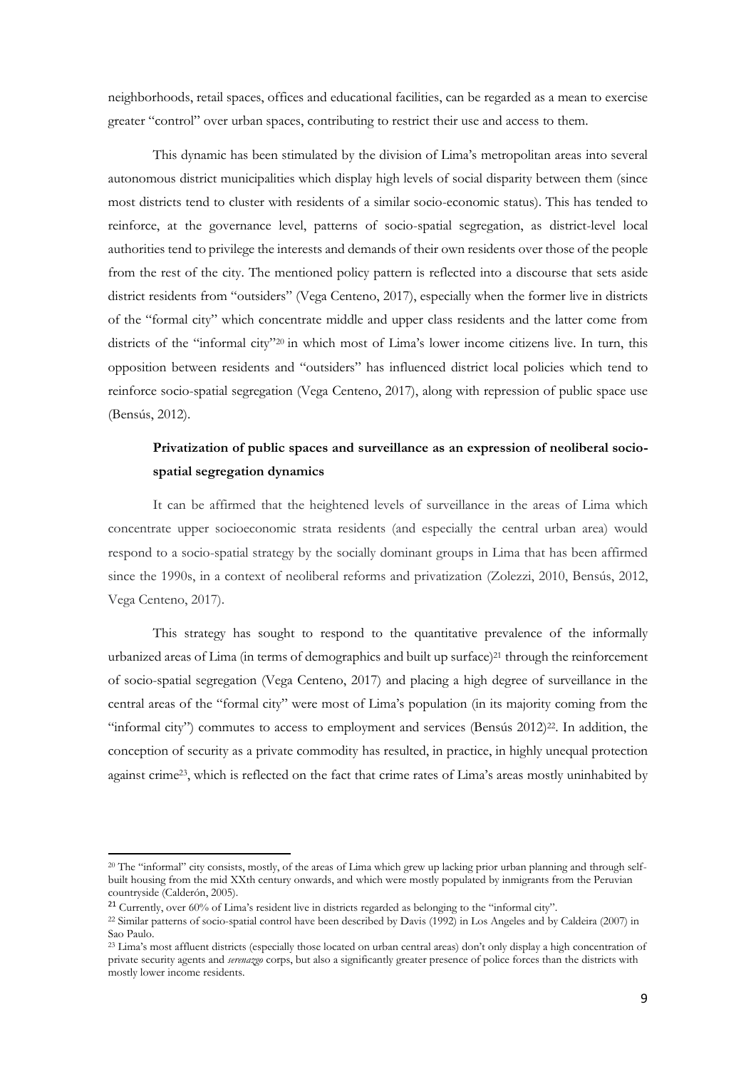neighborhoods, retail spaces, offices and educational facilities, can be regarded as a mean to exercise greater "control" over urban spaces, contributing to restrict their use and access to them.

This dynamic has been stimulated by the division of Lima's metropolitan areas into several autonomous district municipalities which display high levels of social disparity between them (since most districts tend to cluster with residents of a similar socio-economic status). This has tended to reinforce, at the governance level, patterns of socio-spatial segregation, as district-level local authorities tend to privilege the interests and demands of their own residents over those of the people from the rest of the city. The mentioned policy pattern is reflected into a discourse that sets aside district residents from "outsiders" (Vega Centeno, 2017), especially when the former live in districts of the "formal city" which concentrate middle and upper class residents and the latter come from districts of the "informal city"[20] in which most of Lima's lower income citizens live. In turn, this opposition between residents and "outsiders" has influenced district local policies which tend to reinforce socio-spatial segregation (Vega Centeno, 2017), along with repression of public space use (Bensús, 2012).

### Privatization of public spaces and surveillance as an expression of neoliberal socio-spatial segregation dynamics

It can be affirmed that the heightened levels of surveillance in the areas of Lima which concentrate upper socioeconomic strata residents (and especially the central urban area) would respond to a socio-spatial strategy by the socially dominant groups in Lima that has been affirmed since the 1990s, in a context of neoliberal reforms and privatization (Zolezzi, 2010, Bensús, 2012, Vega Centeno, 2017).

This strategy has sought to respond to the quantitative prevalence of the informally urbanized areas of Lima (in terms of demographics and built up surface)[21] through the reinforcement of socio-spatial segregation (Vega Centeno, 2017) and placing a high degree of surveillance in the central areas of the "formal city" were most of Lima's population (in its majority coming from the "informal city") commutes to access to employment and services (Bensús 2012)[22]. In addition, the conception of security as a private commodity has resulted, in practice, in highly unequal protection against crime[23], which is reflected on the fact that crime rates of Lima's areas mostly uninhabited by

---

[20] The "informal" city consists, mostly, of the areas of Lima which grew up lacking prior urban planning and through self-built housing from the mid XXth century onwards, and which were mostly populated by inmigrants from the Peruvian countryside (Calderón, 2005).

[21] Currently, over 60% of Lima's resident live in districts regarded as belonging to the "informal city".

[22] Similar patterns of socio-spatial control have been described by Davis (1992) in Los Angeles and by Caldeira (2007) in Sao Paulo.

[23] Lima's most affluent districts (especially those located on urban central areas) don't only display a high concentration of private security agents and *serenazgo* corps, but also a significantly greater presence of police forces than the districts with mostly lower income residents.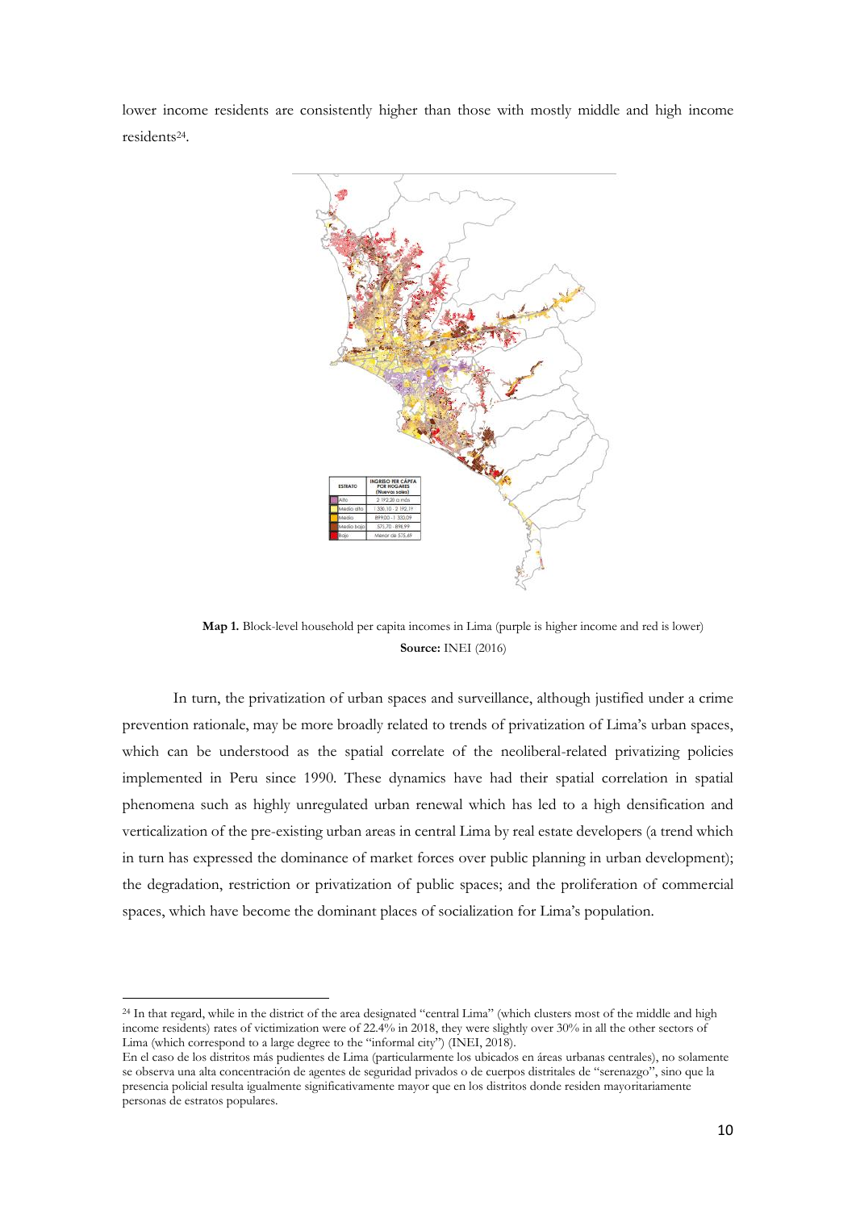lower income residents are consistently higher than those with mostly middle and high income residents[24].

**Map 1.** Block-level household per capita incomes in Lima (purple is higher income and red is lower)
**Source:** INEI (2016)

In turn, the privatization of urban spaces and surveillance, although justified under a crime prevention rationale, may be more broadly related to trends of privatization of Lima's urban spaces, which can be understood as the spatial correlate of the neoliberal-related privatizing policies implemented in Peru since 1990. These dynamics have had their spatial correlation in spatial phenomena such as highly unregulated urban renewal which has led to a high densification and verticalization of the pre-existing urban areas in central Lima by real estate developers (a trend which in turn has expressed the dominance of market forces over public planning in urban development); the degradation, restriction or privatization of public spaces; and the proliferation of commercial spaces, which have become the dominant places of socialization for Lima's population.

---

[24] In that regard, while in the district of the area designated "central Lima" (which clusters most of the middle and high income residents) rates of victimization were of 22.4% in 2018, they were slightly over 30% in all the other sectors of Lima (which correspond to a large degree to the "informal city") (INEI, 2018).
En el caso de los distritos más pudientes de Lima (particularmente los ubicados en áreas urbanas centrales), no solamente se observa una alta concentración de agentes de seguridad privados o de cuerpos distritales de "serenazgo", sino que la presencia policial resulta igualmente significativamente mayor que en los distritos donde residen mayoritariamente personas de estratos populares.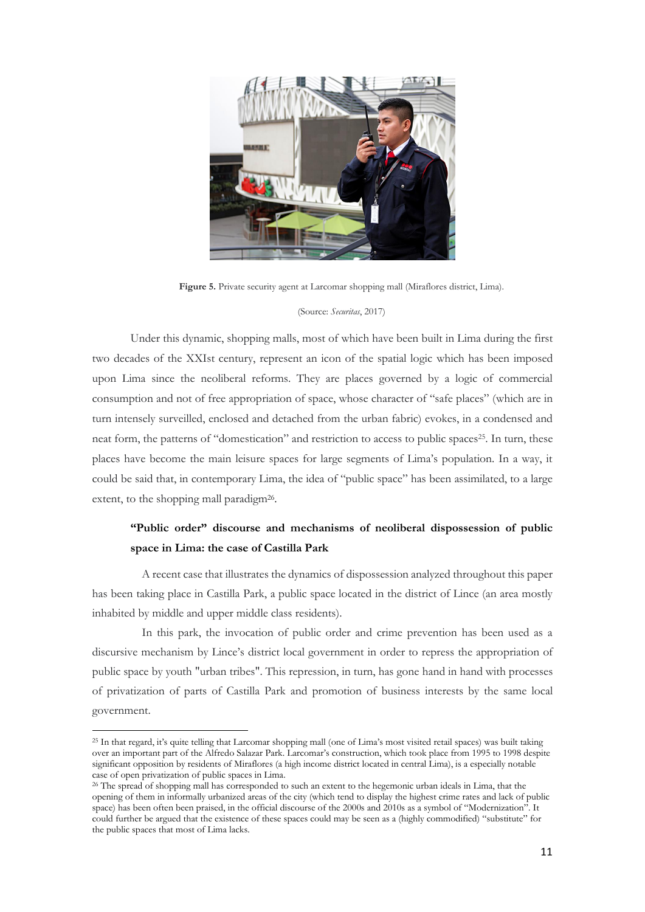**Figure 5.** Private security agent at Larcomar shopping mall (Miraflores district, Lima).

(Source: *Securitas*, 2017)

Under this dynamic, shopping malls, most of which have been built in Lima during the first two decades of the XXIst century, represent an icon of the spatial logic which has been imposed upon Lima since the neoliberal reforms. They are places governed by a logic of commercial consumption and not of free appropriation of space, whose character of "safe places" (which are in turn intensely surveilled, enclosed and detached from the urban fabric) evokes, in a condensed and neat form, the patterns of "domestication" and restriction to access to public spaces[25]. In turn, these places have become the main leisure spaces for large segments of Lima's population. In a way, it could be said that, in contemporary Lima, the idea of "public space" has been assimilated, to a large extent, to the shopping mall paradigm[26].

## "Public order" discourse and mechanisms of neoliberal dispossession of public space in Lima: the case of Castilla Park

A recent case that illustrates the dynamics of dispossession analyzed throughout this paper has been taking place in Castilla Park, a public space located in the district of Lince (an area mostly inhabited by middle and upper middle class residents).

In this park, the invocation of public order and crime prevention has been used as a discursive mechanism by Lince's district local government in order to repress the appropriation of public space by youth "urban tribes". This repression, in turn, has gone hand in hand with processes of privatization of parts of Castilla Park and promotion of business interests by the same local government.

---

[25] In that regard, it's quite telling that Larcomar shopping mall (one of Lima's most visited retail spaces) was built taking over an important part of the Alfredo Salazar Park. Larcomar's construction, which took place from 1995 to 1998 despite significant opposition by residents of Miraflores (a high income district located in central Lima), is a especially notable case of open privatization of public spaces in Lima.

[26] The spread of shopping mall has corresponded to such an extent to the hegemonic urban ideals in Lima, that the opening of them in informally urbanized areas of the city (which tend to display the highest crime rates and lack of public space) has been often been praised, in the official discourse of the 2000s and 2010s as a symbol of "Modernization". It could further be argued that the existence of these spaces could may be seen as a (highly commodified) "substitute" for the public spaces that most of Lima lacks.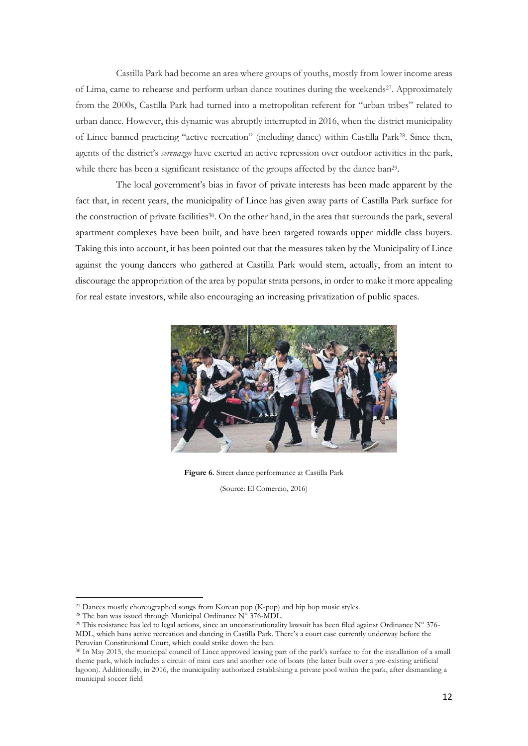Castilla Park had become an area where groups of youths, mostly from lower income areas of Lima, came to rehearse and perform urban dance routines during the weekends[27]. Approximately from the 2000s, Castilla Park had turned into a metropolitan referent for "urban tribes" related to urban dance. However, this dynamic was abruptly interrupted in 2016, when the district municipality of Lince banned practicing "active recreation" (including dance) within Castilla Park[28]. Since then, agents of the district's *serenazgo* have exerted an active repression over outdoor activities in the park, while there has been a significant resistance of the groups affected by the dance ban[29].

The local government's bias in favor of private interests has been made apparent by the fact that, in recent years, the municipality of Lince has given away parts of Castilla Park surface for the construction of private facilities[30]. On the other hand, in the area that surrounds the park, several apartment complexes have been built, and have been targeted towards upper middle class buyers. Taking this into account, it has been pointed out that the measures taken by the Municipality of Lince against the young dancers who gathered at Castilla Park would stem, actually, from an intent to discourage the appropriation of the area by popular strata persons, in order to make it more appealing for real estate investors, while also encouraging an increasing privatization of public spaces.

**Figure 6.** Street dance performance at Castilla Park

(Source: El Comercio, 2016)

---

[27] Dances mostly choreographed songs from Korean pop (K-pop) and hip hop music styles.

[28] The ban was issued through Municipal Ordinance N° 376-MDL.

[29] This resistance has led to legal actions, since an unconstitutionality lawsuit has been filed against Ordinance N° 376-MDL, which bans active recreation and dancing in Castilla Park. There's a court case currently underway before the Peruvian Constitutional Court, which could strike down the ban.

[30] In May 2015, the municipal council of Lince approved leasing part of the park's surface to for the installation of a small theme park, which includes a circuit of mini cars and another one of boats (the latter built over a pre-existing artificial lagoon). Additionally, in 2016, the municipality authorized establishing a private pool within the park, after dismantling a municipal soccer field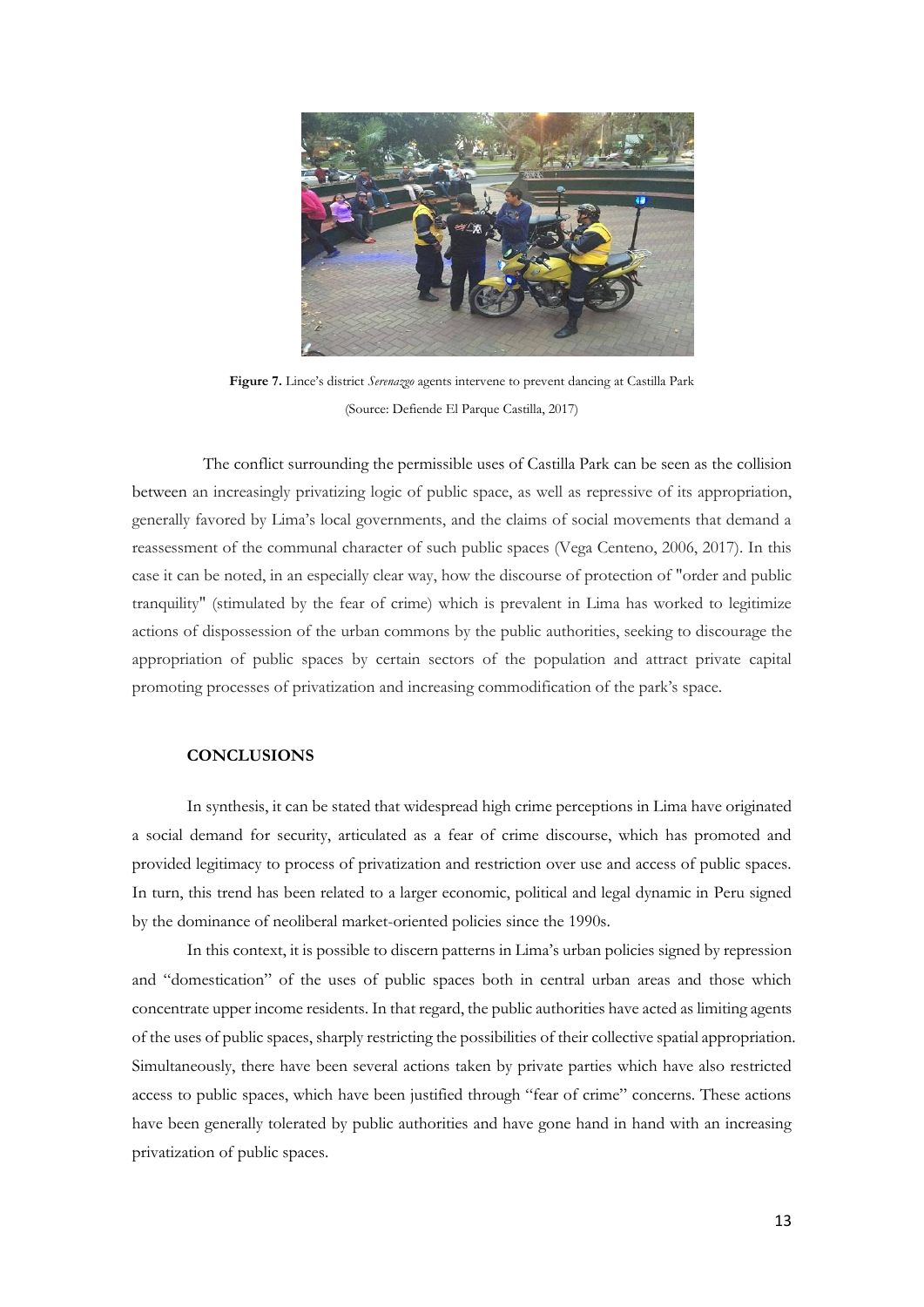**Figure 7.** Lince's district *Serenazgo* agents intervene to prevent dancing at Castilla Park (Source: Defiende El Parque Castilla, 2017)

The conflict surrounding the permissible uses of Castilla Park can be seen as the collision between an increasingly privatizing logic of public space, as well as repressive of its appropriation, generally favored by Lima's local governments, and the claims of social movements that demand a reassessment of the communal character of such public spaces (Vega Centeno, 2006, 2017). In this case it can be noted, in an especially clear way, how the discourse of protection of "order and public tranquility" (stimulated by the fear of crime) which is prevalent in Lima has worked to legitimize actions of dispossession of the urban commons by the public authorities, seeking to discourage the appropriation of public spaces by certain sectors of the population and attract private capital promoting processes of privatization and increasing commodification of the park's space.

## CONCLUSIONS

In synthesis, it can be stated that widespread high crime perceptions in Lima have originated a social demand for security, articulated as a fear of crime discourse, which has promoted and provided legitimacy to process of privatization and restriction over use and access of public spaces. In turn, this trend has been related to a larger economic, political and legal dynamic in Peru signed by the dominance of neoliberal market-oriented policies since the 1990s.

In this context, it is possible to discern patterns in Lima's urban policies signed by repression and "domestication" of the uses of public spaces both in central urban areas and those which concentrate upper income residents. In that regard, the public authorities have acted as limiting agents of the uses of public spaces, sharply restricting the possibilities of their collective spatial appropriation. Simultaneously, there have been several actions taken by private parties which have also restricted access to public spaces, which have been justified through "fear of crime" concerns. These actions have been generally tolerated by public authorities and have gone hand in hand with an increasing privatization of public spaces.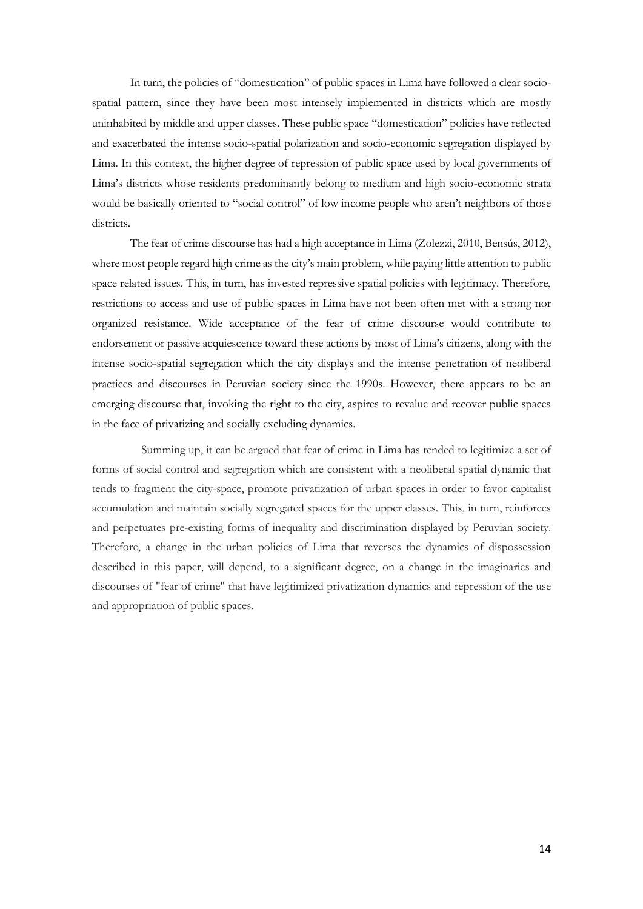In turn, the policies of "domestication" of public spaces in Lima have followed a clear socio-spatial pattern, since they have been most intensely implemented in districts which are mostly uninhabited by middle and upper classes. These public space "domestication" policies have reflected and exacerbated the intense socio-spatial polarization and socio-economic segregation displayed by Lima. In this context, the higher degree of repression of public space used by local governments of Lima's districts whose residents predominantly belong to medium and high socio-economic strata would be basically oriented to "social control" of low income people who aren't neighbors of those districts.

The fear of crime discourse has had a high acceptance in Lima (Zolezzi, 2010, Bensús, 2012), where most people regard high crime as the city's main problem, while paying little attention to public space related issues. This, in turn, has invested repressive spatial policies with legitimacy. Therefore, restrictions to access and use of public spaces in Lima have not been often met with a strong nor organized resistance. Wide acceptance of the fear of crime discourse would contribute to endorsement or passive acquiescence toward these actions by most of Lima's citizens, along with the intense socio-spatial segregation which the city displays and the intense penetration of neoliberal practices and discourses in Peruvian society since the 1990s. However, there appears to be an emerging discourse that, invoking the right to the city, aspires to revalue and recover public spaces in the face of privatizing and socially excluding dynamics.

Summing up, it can be argued that fear of crime in Lima has tended to legitimize a set of forms of social control and segregation which are consistent with a neoliberal spatial dynamic that tends to fragment the city-space, promote privatization of urban spaces in order to favor capitalist accumulation and maintain socially segregated spaces for the upper classes. This, in turn, reinforces and perpetuates pre-existing forms of inequality and discrimination displayed by Peruvian society. Therefore, a change in the urban policies of Lima that reverses the dynamics of dispossession described in this paper, will depend, to a significant degree, on a change in the imaginaries and discourses of "fear of crime" that have legitimized privatization dynamics and repression of the use and appropriation of public spaces.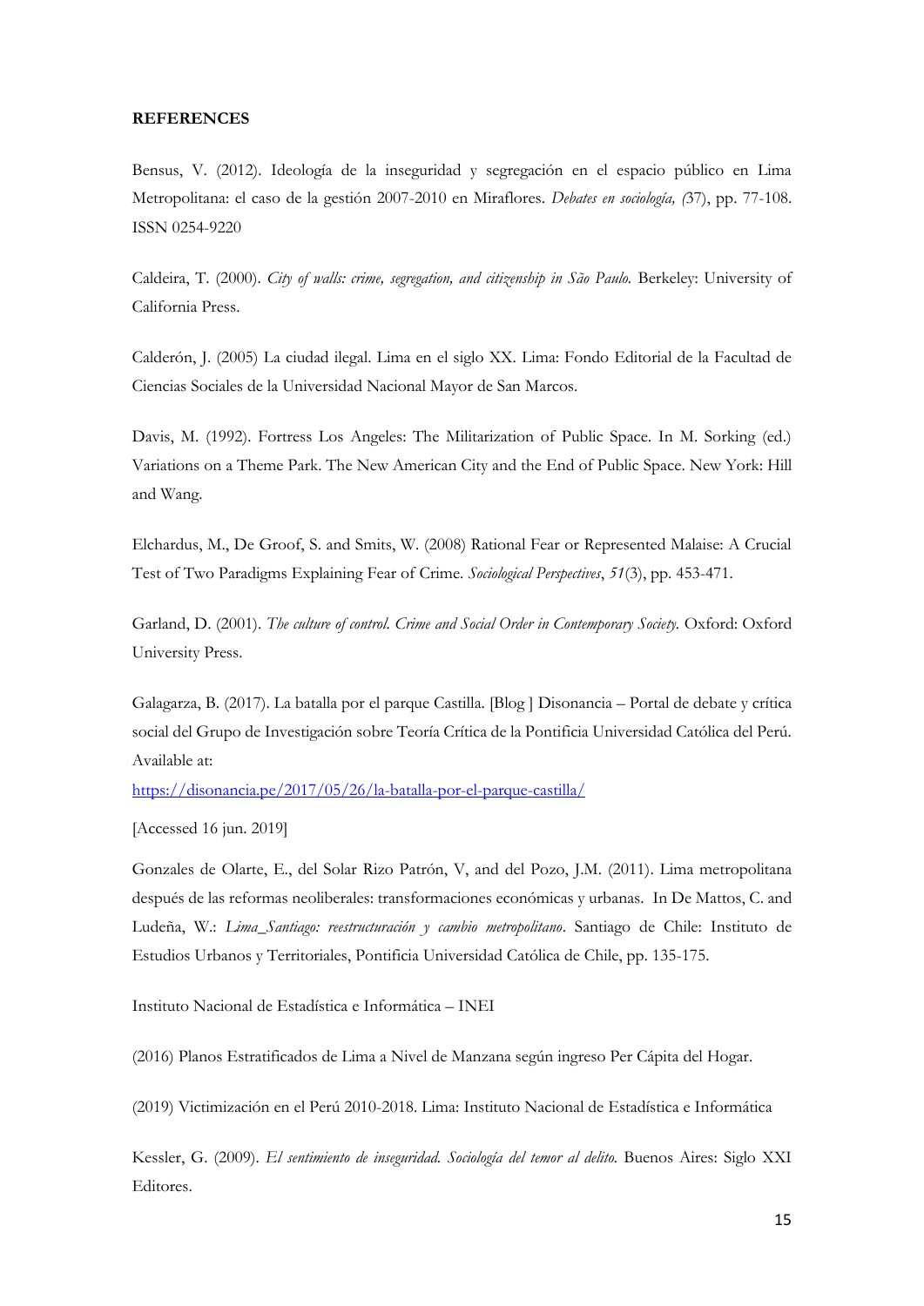**REFERENCES**

Bensus, V. (2012). Ideología de la inseguridad y segregación en el espacio público en Lima Metropolitana: el caso de la gestión 2007-2010 en Miraflores. *Debates en sociología, (*37), pp. 77-108. ISSN 0254-9220

Caldeira, T. (2000). *City of walls: crime, segregation, and citizenship in São Paulo.* Berkeley: University of California Press.

Calderón, J. (2005) La ciudad ilegal. Lima en el siglo XX. Lima: Fondo Editorial de la Facultad de Ciencias Sociales de la Universidad Nacional Mayor de San Marcos.

Davis, M. (1992). Fortress Los Angeles: The Militarization of Public Space. In M. Sorking (ed.) Variations on a Theme Park. The New American City and the End of Public Space. New York: Hill and Wang.

Elchardus, M., De Groof, S. and Smits, W. (2008) Rational Fear or Represented Malaise: A Crucial Test of Two Paradigms Explaining Fear of Crime. *Sociological Perspectives*, *51*(3), pp. 453-471.

Garland, D. (2001). *The culture of control. Crime and Social Order in Contemporary Society.* Oxford: Oxford University Press.

Galagarza, B. (2017). La batalla por el parque Castilla. [Blog ] Disonancia – Portal de debate y crítica social del Grupo de Investigación sobre Teoría Crítica de la Pontificia Universidad Católica del Perú. Available at:

https://disonancia.pe/2017/05/26/la-batalla-por-el-parque-castilla/

[Accessed 16 jun. 2019]

Gonzales de Olarte, E., del Solar Rizo Patrón, V, and del Pozo, J.M. (2011). Lima metropolitana después de las reformas neoliberales: transformaciones económicas y urbanas. In De Mattos, C. and Ludeña, W.: *Lima_Santiago: reestructuración y cambio metropolitano*. Santiago de Chile: Instituto de Estudios Urbanos y Territoriales, Pontificia Universidad Católica de Chile, pp. 135-175.

Instituto Nacional de Estadística e Informática – INEI

(2016) Planos Estratificados de Lima a Nivel de Manzana según ingreso Per Cápita del Hogar.

(2019) Victimización en el Perú 2010-2018. Lima: Instituto Nacional de Estadística e Informática

Kessler, G. (2009). *El sentimiento de inseguridad. Sociología del temor al delito.* Buenos Aires: Siglo XXI Editores.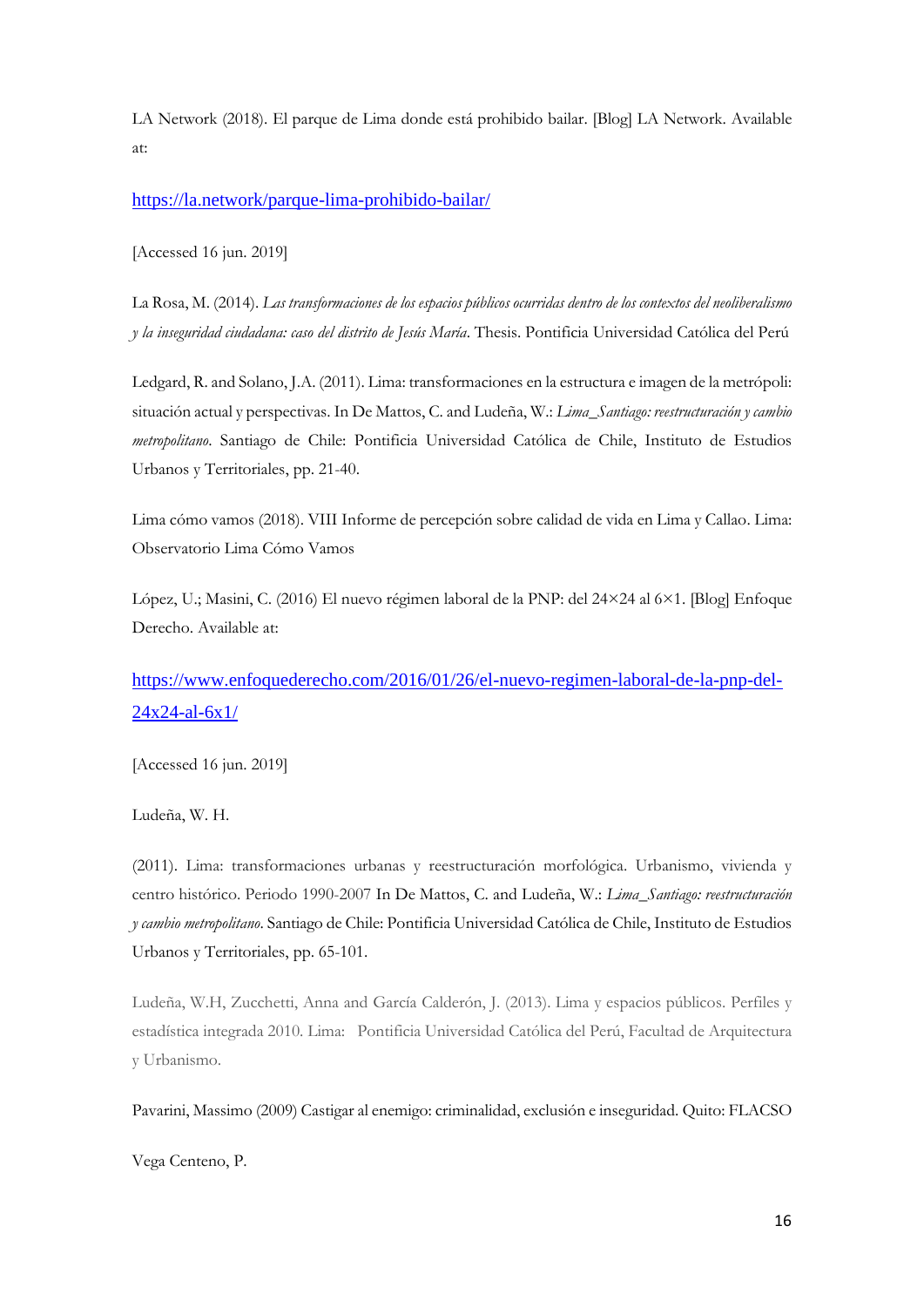LA Network (2018). El parque de Lima donde está prohibido bailar. [Blog] LA Network. Available at:

https://la.network/parque-lima-prohibido-bailar/

[Accessed 16 jun. 2019]

La Rosa, M. (2014). *Las transformaciones de los espacios públicos ocurridas dentro de los contextos del neoliberalismo y la inseguridad ciudadana: caso del distrito de Jesús María*. Thesis. Pontificia Universidad Católica del Perú

Ledgard, R. and Solano, J.A. (2011). Lima: transformaciones en la estructura e imagen de la metrópoli: situación actual y perspectivas. In De Mattos, C. and Ludeña, W.: *Lima_Santiago: reestructuración y cambio metropolitano*. Santiago de Chile: Pontificia Universidad Católica de Chile, Instituto de Estudios Urbanos y Territoriales, pp. 21-40.

Lima cómo vamos (2018). VIII Informe de percepción sobre calidad de vida en Lima y Callao. Lima: Observatorio Lima Cómo Vamos

López, U.; Masini, C. (2016) El nuevo régimen laboral de la PNP: del 24×24 al 6×1. [Blog] Enfoque Derecho. Available at:

https://www.enfoquederecho.com/2016/01/26/el-nuevo-regimen-laboral-de-la-pnp-del-24x24-al-6x1/

[Accessed 16 jun. 2019]

Ludeña, W. H.

(2011). Lima: transformaciones urbanas y reestructuración morfológica. Urbanismo, vivienda y centro histórico. Periodo 1990-2007 In De Mattos, C. and Ludeña, W.: *Lima_Santiago: reestructuración y cambio metropolitano*. Santiago de Chile: Pontificia Universidad Católica de Chile, Instituto de Estudios Urbanos y Territoriales, pp. 65-101.

Ludeña, W.H, Zucchetti, Anna and García Calderón, J. (2013). Lima y espacios públicos. Perfiles y estadística integrada 2010. Lima: Pontificia Universidad Católica del Perú, Facultad de Arquitectura y Urbanismo.

Pavarini, Massimo (2009) Castigar al enemigo: criminalidad, exclusión e inseguridad. Quito: FLACSO

Vega Centeno, P.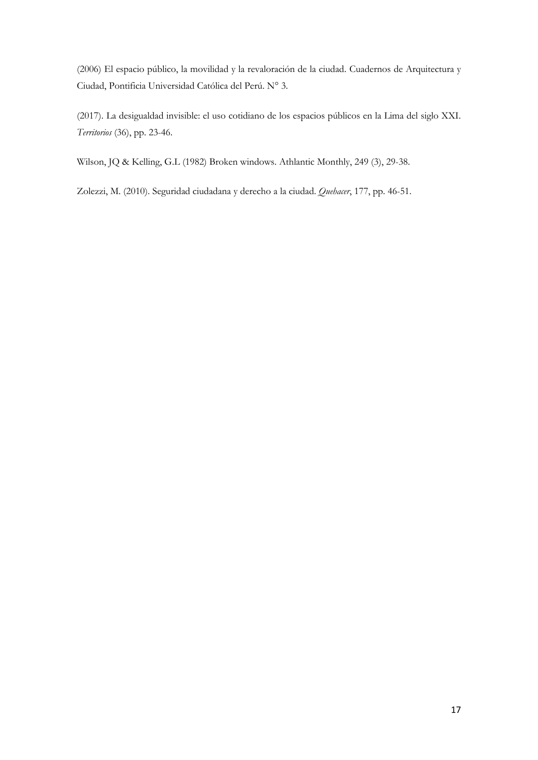(2006) El espacio público, la movilidad y la revaloración de la ciudad. Cuadernos de Arquitectura y Ciudad, Pontificia Universidad Católica del Perú. N° 3.

(2017). La desigualdad invisible: el uso cotidiano de los espacios públicos en la Lima del siglo XXI. *Territorios* (36), pp. 23-46.

Wilson, JQ & Kelling, G.L (1982) Broken windows. Athlantic Monthly, 249 (3), 29-38.

Zolezzi, M. (2010). Seguridad ciudadana y derecho a la ciudad. *Quehacer*, 177, pp. 46-51.